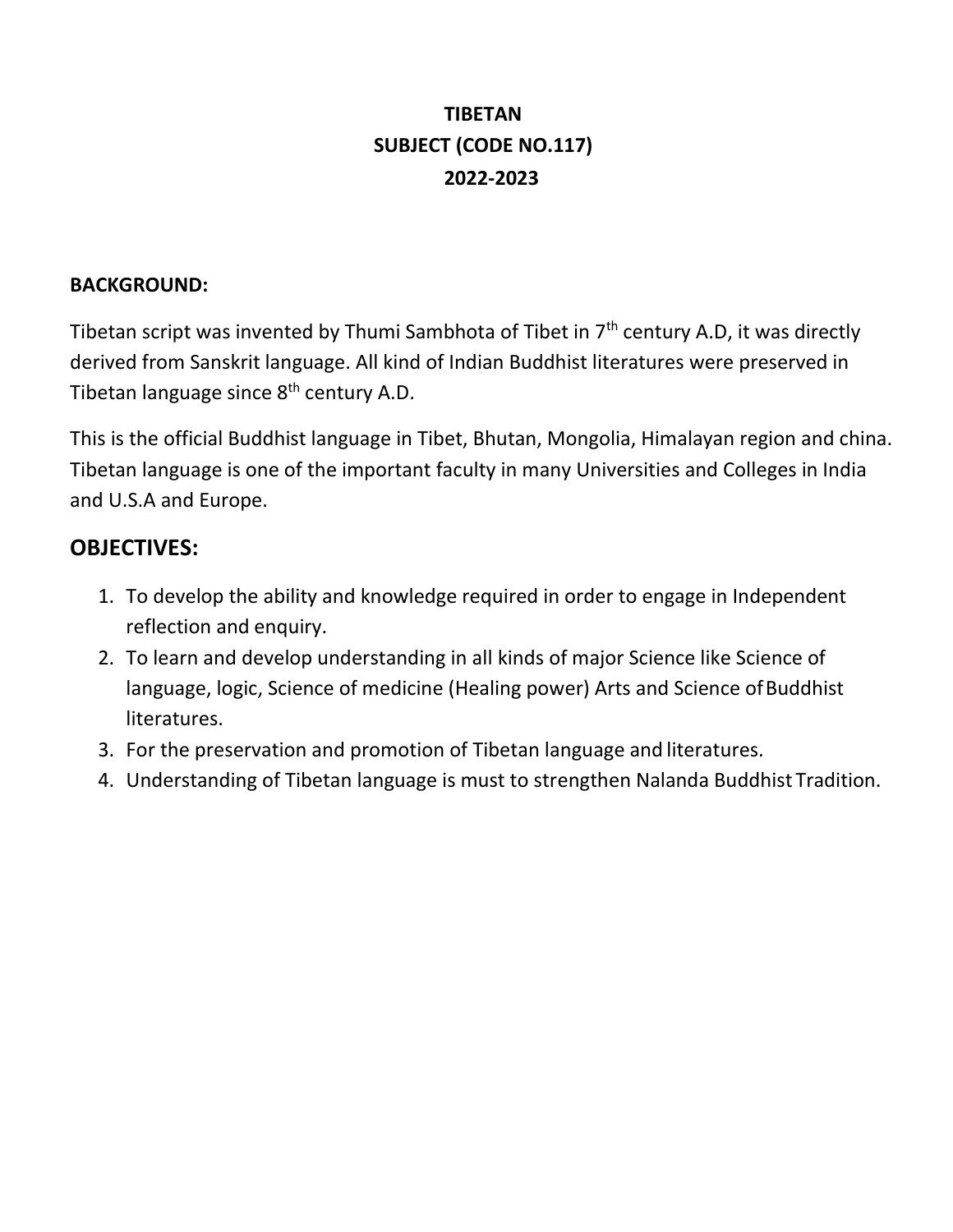# TIBETAN
# SUBJECT (CODE NO.117)
# 2022-2023

**BACKGROUND:**

Tibetan script was invented by Thumi Sambhota of Tibet in 7th century A.D, it was directly derived from Sanskrit language. All kind of Indian Buddhist literatures were preserved in Tibetan language since 8th century A.D.

This is the official Buddhist language in Tibet, Bhutan, Mongolia, Himalayan region and china. Tibetan language is one of the important faculty in many Universities and Colleges in India and U.S.A and Europe.

## OBJECTIVES:

1. To develop the ability and knowledge required in order to engage in Independent reflection and enquiry.
2. To learn and develop understanding in all kinds of major Science like Science of language, logic, Science of medicine (Healing power) Arts and Science of Buddhist literatures.
3. For the preservation and promotion of Tibetan language and literatures.
4. Understanding of Tibetan language is must to strengthen Nalanda Buddhist Tradition.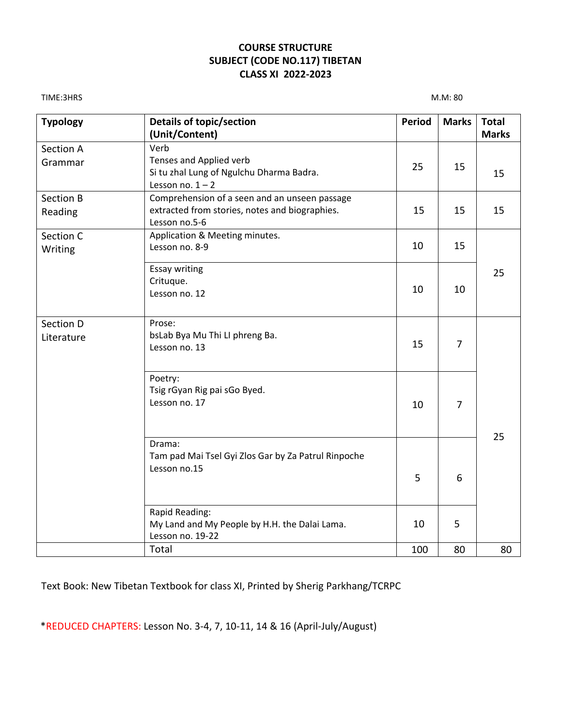# COURSE STRUCTURE
# SUBJECT (CODE NO.117) TIBETAN
# CLASS XI 2022-2023

TIME:3HRS

M.M: 80

| Typology | Details of topic/section (Unit/Content) | Period | Marks | Total Marks |
|---|---|---|---|---|
| Section A Grammar | Verb<br>Tenses and Applied verb<br>Si tu zhal Lung of Ngulchu Dharma Badra.<br>Lesson no. 1 – 2 | 25 | 15 | 15 |
| Section B Reading | Comprehension of a seen and an unseen passage extracted from stories, notes and biographies.<br>Lesson no.5-6 | 15 | 15 | 15 |
| Section C Writing | Application & Meeting minutes.<br>Lesson no. 8-9 | 10 | 15 | 25 |
| | Essay writing<br>Crituque.<br>Lesson no. 12 | 10 | 10 | |
| Section D Literature | Prose:<br>bsLab Bya Mu Thi LI phreng Ba.<br>Lesson no. 13 | 15 | 7 | 25 |
| | Poetry:<br>Tsig rGyan Rig pai sGo Byed.<br>Lesson no. 17 | 10 | 7 | |
| | Drama:<br>Tam pad Mai Tsel Gyi Zlos Gar by Za Patrul Rinpoche<br>Lesson no.15 | 5 | 6 | |
| | Rapid Reading:<br>My Land and My People by H.H. the Dalai Lama.<br>Lesson no. 19-22 | 10 | 5 | |
| | Total | 100 | 80 | 80 |

Text Book: New Tibetan Textbook for class XI, Printed by Sherig Parkhang/TCRPC

*REDUCED CHAPTERS: Lesson No. 3-4, 7, 10-11, 14 & 16 (April-July/August)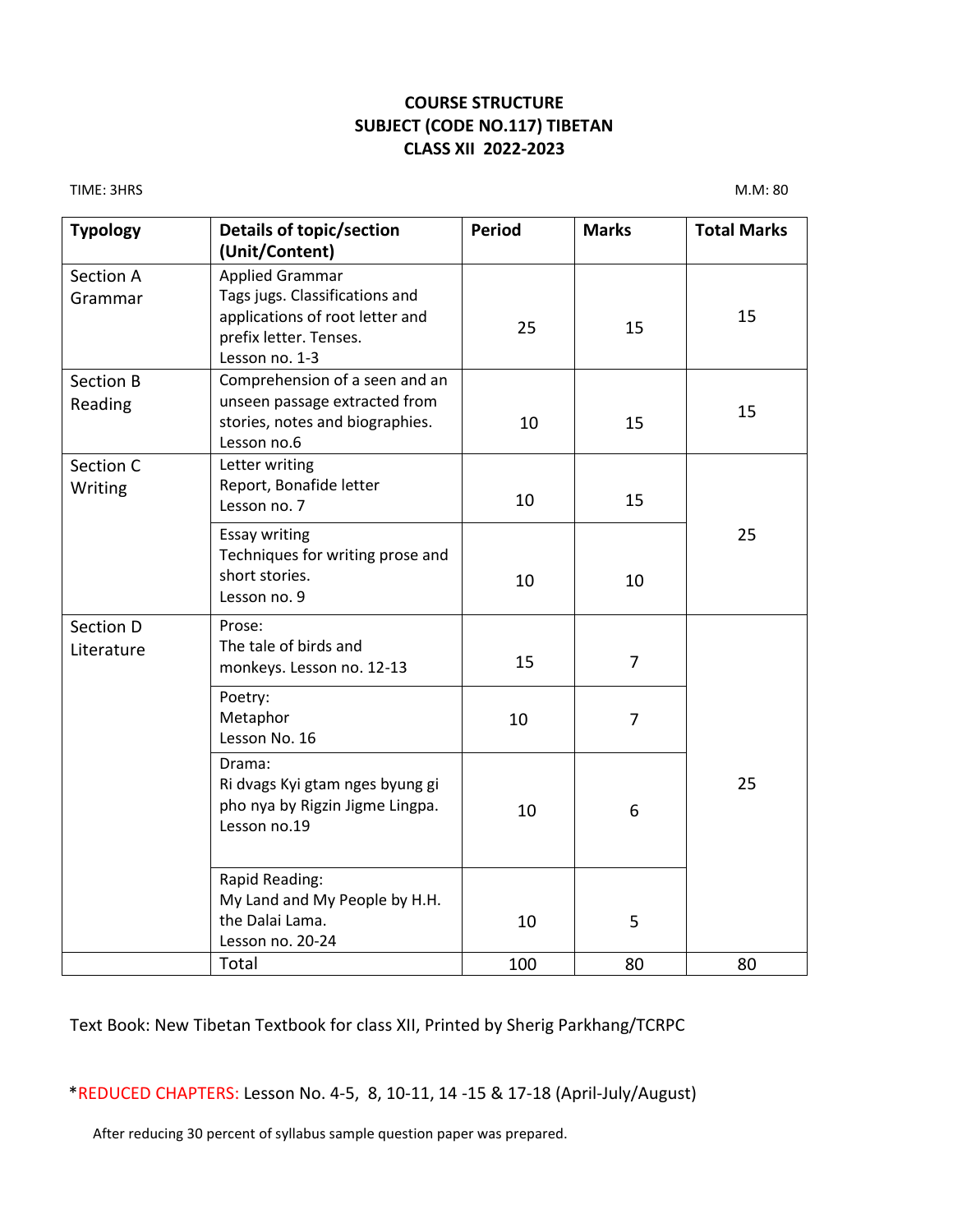# COURSE STRUCTURE
## SUBJECT (CODE NO.117) TIBETAN
## CLASS XII 2022-2023

TIME: 3HRS M.M: 80

| Typology | Details of topic/section (Unit/Content) | Period | Marks | Total Marks |
|---|---|---|---|---|
| Section A Grammar | Applied Grammar Tags jugs. Classifications and applications of root letter and prefix letter. Tenses. Lesson no. 1-3 | 25 | 15 | 15 |
| Section B Reading | Comprehension of a seen and an unseen passage extracted from stories, notes and biographies. Lesson no.6 | 10 | 15 | 15 |
| Section C Writing | Letter writing Report, Bonafide letter Lesson no. 7 | 10 | 15 | 25 |
| | Essay writing Techniques for writing prose and short stories. Lesson no. 9 | 10 | 10 | |
| Section D Literature | Prose: The tale of birds and monkeys. Lesson no. 12-13 | 15 | 7 | 25 |
| | Poetry: Metaphor Lesson No. 16 | 10 | 7 | |
| | Drama: Ri dvags Kyi gtam nges byung gi pho nya by Rigzin Jigme Lingpa. Lesson no.19 | 10 | 6 | |
| | Rapid Reading: My Land and My People by H.H. the Dalai Lama. Lesson no. 20-24 | 10 | 5 | |
| | Total | 100 | 80 | 80 |

Text Book: New Tibetan Textbook for class XII, Printed by Sherig Parkhang/TCRPC

*REDUCED CHAPTERS: Lesson No. 4-5, 8, 10-11, 14 -15 & 17-18 (April-July/August)

After reducing 30 percent of syllabus sample question paper was prepared.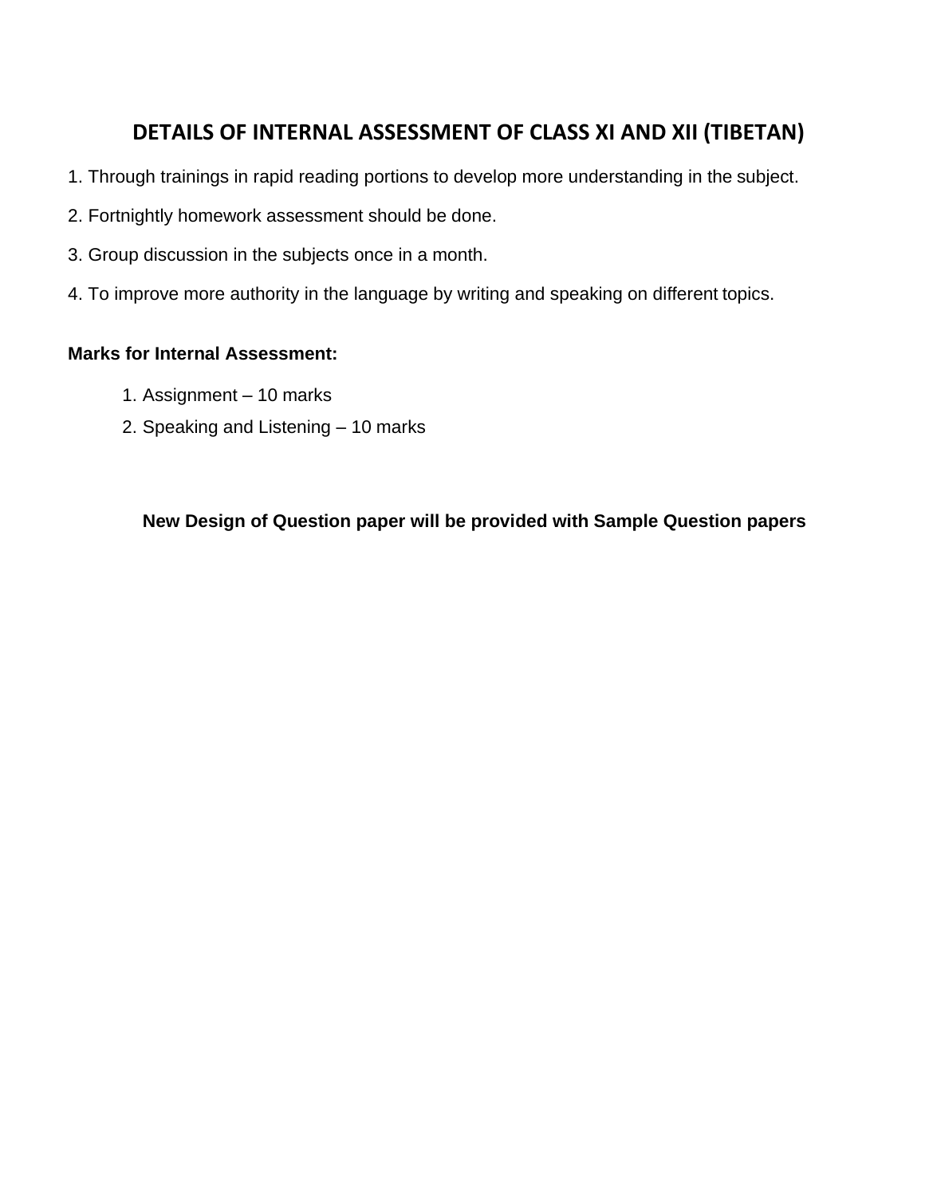## DETAILS OF INTERNAL ASSESSMENT OF CLASS XI AND XII (TIBETAN)

1. Through trainings in rapid reading portions to develop more understanding in the subject.
2. Fortnightly homework assessment should be done.
3. Group discussion in the subjects once in a month.
4. To improve more authority in the language by writing and speaking on different topics.

**Marks for Internal Assessment:**

1. Assignment – 10 marks
2. Speaking and Listening – 10 marks

**New Design of Question paper will be provided with Sample Question papers**